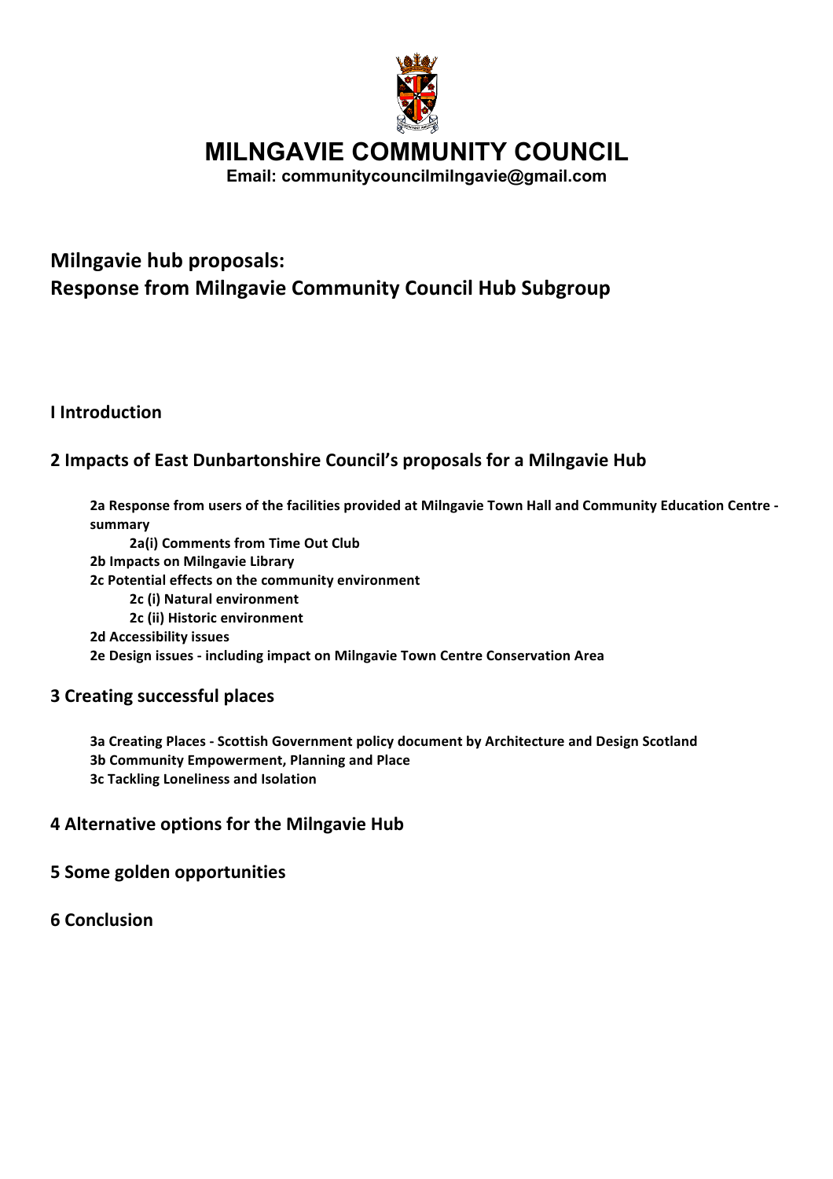# MILNGAVIE COMMUNITY COUNCIL

**Email: communitycouncilmilngavie@gmail.com**

## Milngavie hub proposals:
## Response from Milngavie Community Council Hub Subgroup

### I Introduction

### 2 Impacts of East Dunbartonshire Council's proposals for a Milngavie Hub

- **2a Response from users of the facilities provided at Milngavie Town Hall and Community Education Centre - summary**
  - **2a(i) Comments from Time Out Club**
- **2b Impacts on Milngavie Library**
- **2c Potential effects on the community environment**
  - **2c (i) Natural environment**
  - **2c (ii) Historic environment**
- **2d Accessibility issues**
- **2e Design issues - including impact on Milngavie Town Centre Conservation Area**

### 3 Creating successful places

- **3a Creating Places - Scottish Government policy document by Architecture and Design Scotland**
- **3b Community Empowerment, Planning and Place**
- **3c Tackling Loneliness and Isolation**

### 4 Alternative options for the Milngavie Hub

### 5 Some golden opportunities

### 6 Conclusion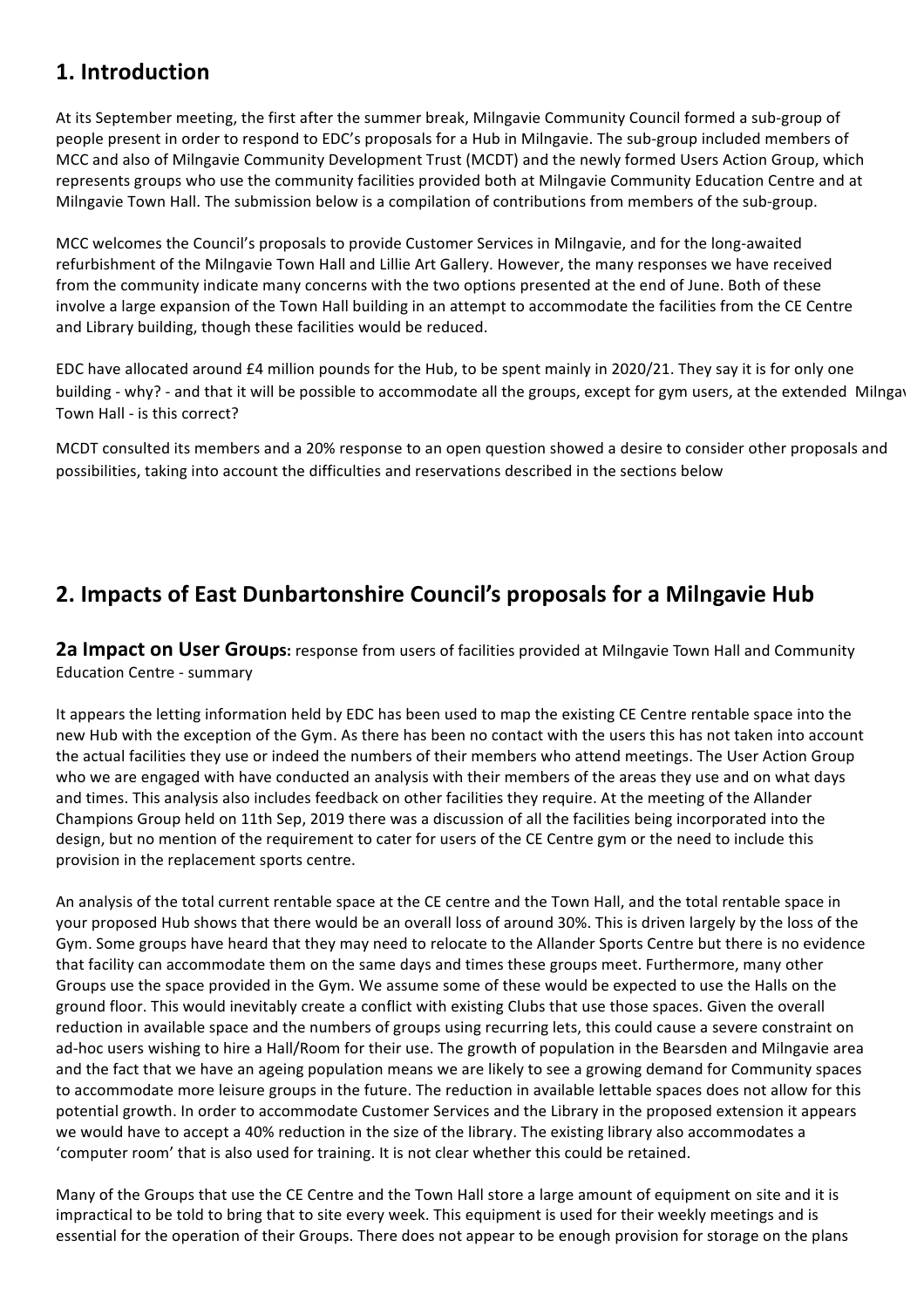## 1. Introduction

At its September meeting, the first after the summer break, Milngavie Community Council formed a sub-group of people present in order to respond to EDC's proposals for a Hub in Milngavie. The sub-group included members of MCC and also of Milngavie Community Development Trust (MCDT) and the newly formed Users Action Group, which represents groups who use the community facilities provided both at Milngavie Community Education Centre and at Milngavie Town Hall. The submission below is a compilation of contributions from members of the sub-group.

MCC welcomes the Council's proposals to provide Customer Services in Milngavie, and for the long-awaited refurbishment of the Milngavie Town Hall and Lillie Art Gallery. However, the many responses we have received from the community indicate many concerns with the two options presented at the end of June. Both of these involve a large expansion of the Town Hall building in an attempt to accommodate the facilities from the CE Centre and Library building, though these facilities would be reduced.

EDC have allocated around £4 million pounds for the Hub, to be spent mainly in 2020/21. They say it is for only one building - why? - and that it will be possible to accommodate all the groups, except for gym users, at the extended Milngavie Town Hall - is this correct?

MCDT consulted its members and a 20% response to an open question showed a desire to consider other proposals and possibilities, taking into account the difficulties and reservations described in the sections below

## 2. Impacts of East Dunbartonshire Council's proposals for a Milngavie Hub

**2a Impact on User Groups:** response from users of facilities provided at Milngavie Town Hall and Community Education Centre - summary

It appears the letting information held by EDC has been used to map the existing CE Centre rentable space into the new Hub with the exception of the Gym. As there has been no contact with the users this has not taken into account the actual facilities they use or indeed the numbers of their members who attend meetings. The User Action Group who we are engaged with have conducted an analysis with their members of the areas they use and on what days and times. This analysis also includes feedback on other facilities they require. At the meeting of the Allander Champions Group held on 11th Sep, 2019 there was a discussion of all the facilities being incorporated into the design, but no mention of the requirement to cater for users of the CE Centre gym or the need to include this provision in the replacement sports centre.

An analysis of the total current rentable space at the CE centre and the Town Hall, and the total rentable space in your proposed Hub shows that there would be an overall loss of around 30%. This is driven largely by the loss of the Gym. Some groups have heard that they may need to relocate to the Allander Sports Centre but there is no evidence that facility can accommodate them on the same days and times these groups meet. Furthermore, many other Groups use the space provided in the Gym. We assume some of these would be expected to use the Halls on the ground floor. This would inevitably create a conflict with existing Clubs that use those spaces. Given the overall reduction in available space and the numbers of groups using recurring lets, this could cause a severe constraint on ad-hoc users wishing to hire a Hall/Room for their use. The growth of population in the Bearsden and Milngavie area and the fact that we have an ageing population means we are likely to see a growing demand for Community spaces to accommodate more leisure groups in the future. The reduction in available lettable spaces does not allow for this potential growth. In order to accommodate Customer Services and the Library in the proposed extension it appears we would have to accept a 40% reduction in the size of the library. The existing library also accommodates a 'computer room' that is also used for training. It is not clear whether this could be retained.

Many of the Groups that use the CE Centre and the Town Hall store a large amount of equipment on site and it is impractical to be told to bring that to site every week. This equipment is used for their weekly meetings and is essential for the operation of their Groups. There does not appear to be enough provision for storage on the plans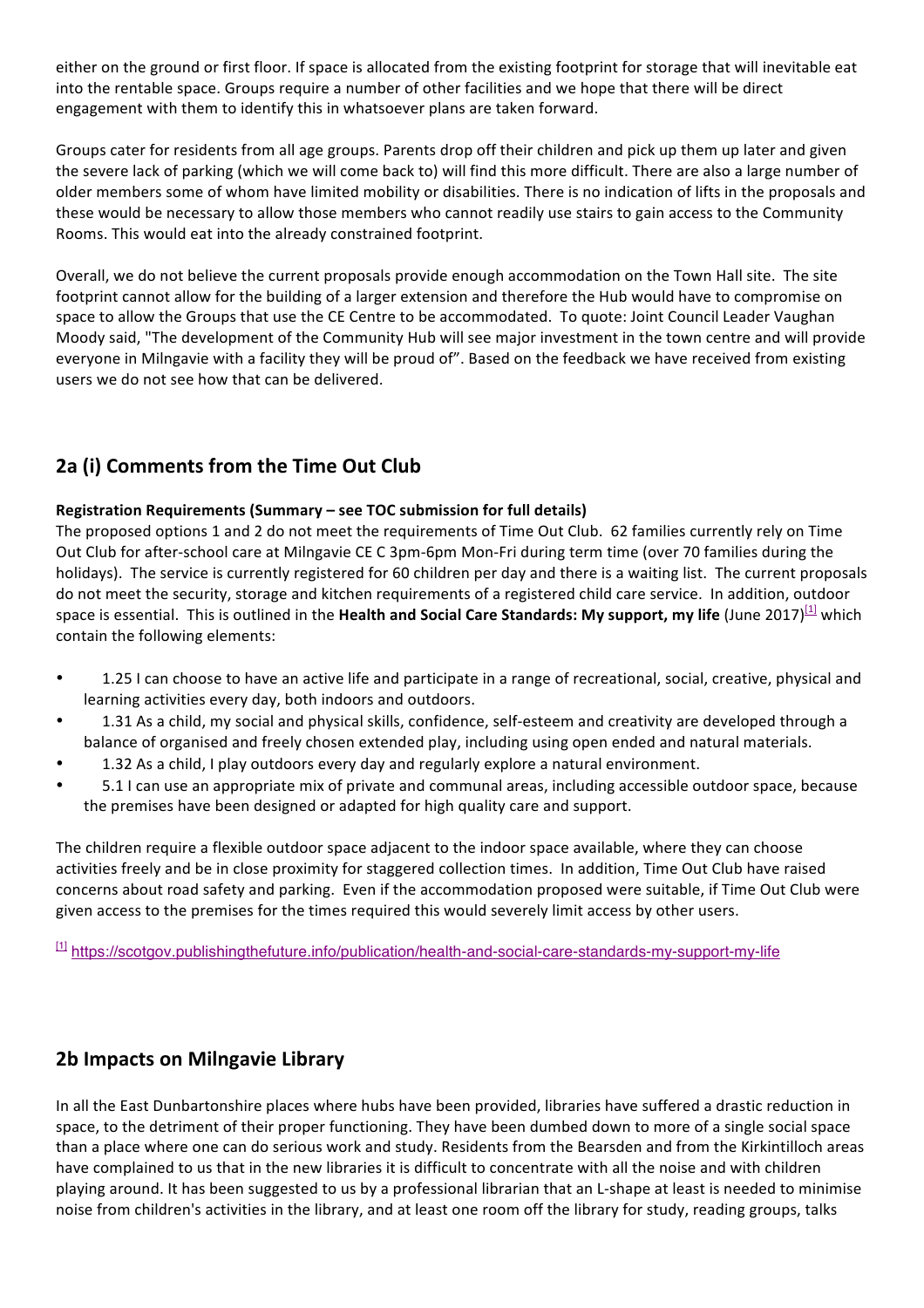either on the ground or first floor. If space is allocated from the existing footprint for storage that will inevitable eat into the rentable space. Groups require a number of other facilities and we hope that there will be direct engagement with them to identify this in whatsoever plans are taken forward.

Groups cater for residents from all age groups. Parents drop off their children and pick up them up later and given the severe lack of parking (which we will come back to) will find this more difficult. There are also a large number of older members some of whom have limited mobility or disabilities. There is no indication of lifts in the proposals and these would be necessary to allow those members who cannot readily use stairs to gain access to the Community Rooms. This would eat into the already constrained footprint.

Overall, we do not believe the current proposals provide enough accommodation on the Town Hall site. The site footprint cannot allow for the building of a larger extension and therefore the Hub would have to compromise on space to allow the Groups that use the CE Centre to be accommodated. To quote: Joint Council Leader Vaughan Moody said, "The development of the Community Hub will see major investment in the town centre and will provide everyone in Milngavie with a facility they will be proud of". Based on the feedback we have received from existing users we do not see how that can be delivered.

## 2a (i) Comments from the Time Out Club

**Registration Requirements (Summary – see TOC submission for full details)**

The proposed options 1 and 2 do not meet the requirements of Time Out Club. 62 families currently rely on Time Out Club for after-school care at Milngavie CE C 3pm-6pm Mon-Fri during term time (over 70 families during the holidays). The service is currently registered for 60 children per day and there is a waiting list. The current proposals do not meet the security, storage and kitchen requirements of a registered child care service. In addition, outdoor space is essential. This is outlined in the **Health and Social Care Standards: My support, my life** (June 2017)[1] which contain the following elements:

- 1.25 I can choose to have an active life and participate in a range of recreational, social, creative, physical and learning activities every day, both indoors and outdoors.
- 1.31 As a child, my social and physical skills, confidence, self-esteem and creativity are developed through a balance of organised and freely chosen extended play, including using open ended and natural materials.
- 1.32 As a child, I play outdoors every day and regularly explore a natural environment.
- 5.1 I can use an appropriate mix of private and communal areas, including accessible outdoor space, because the premises have been designed or adapted for high quality care and support.

The children require a flexible outdoor space adjacent to the indoor space available, where they can choose activities freely and be in close proximity for staggered collection times. In addition, Time Out Club have raised concerns about road safety and parking. Even if the accommodation proposed were suitable, if Time Out Club were given access to the premises for the times required this would severely limit access by other users.

[1] https://scotgov.publishingthefuture.info/publication/health-and-social-care-standards-my-support-my-life

## 2b Impacts on Milngavie Library

In all the East Dunbartonshire places where hubs have been provided, libraries have suffered a drastic reduction in space, to the detriment of their proper functioning. They have been dumbed down to more of a single social space than a place where one can do serious work and study. Residents from the Bearsden and from the Kirkintilloch areas have complained to us that in the new libraries it is difficult to concentrate with all the noise and with children playing around. It has been suggested to us by a professional librarian that an L-shape at least is needed to minimise noise from children's activities in the library, and at least one room off the library for study, reading groups, talks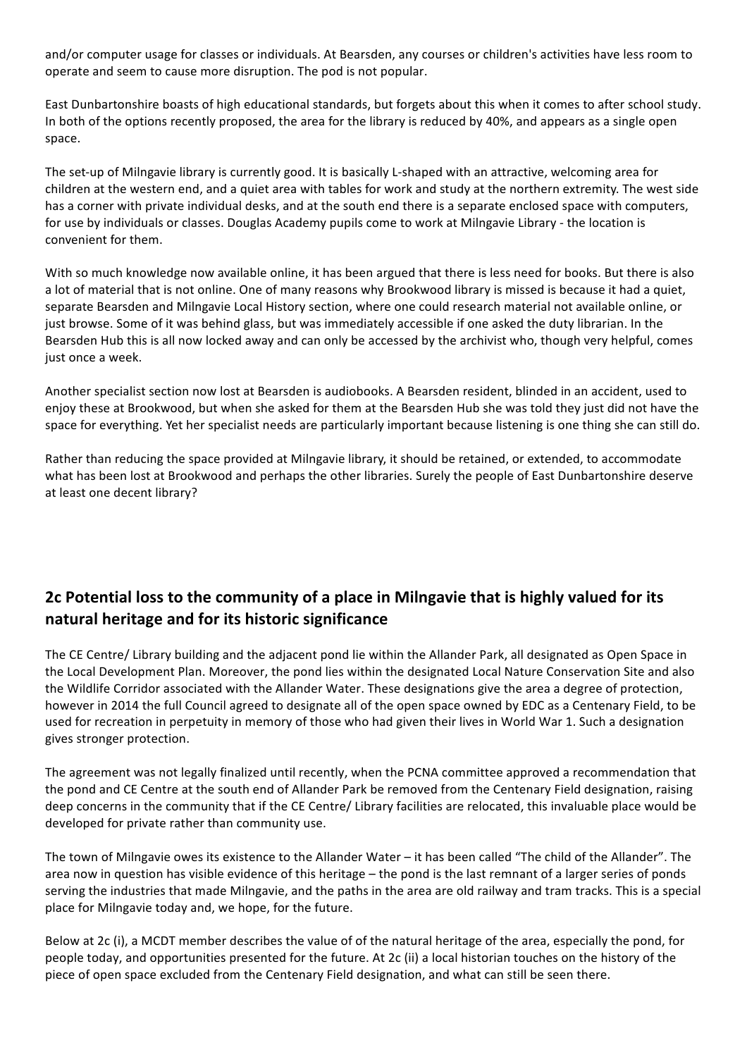and/or computer usage for classes or individuals. At Bearsden, any courses or children's activities have less room to operate and seem to cause more disruption. The pod is not popular.

East Dunbartonshire boasts of high educational standards, but forgets about this when it comes to after school study. In both of the options recently proposed, the area for the library is reduced by 40%, and appears as a single open space.

The set-up of Milngavie library is currently good. It is basically L-shaped with an attractive, welcoming area for children at the western end, and a quiet area with tables for work and study at the northern extremity. The west side has a corner with private individual desks, and at the south end there is a separate enclosed space with computers, for use by individuals or classes. Douglas Academy pupils come to work at Milngavie Library - the location is convenient for them.

With so much knowledge now available online, it has been argued that there is less need for books. But there is also a lot of material that is not online. One of many reasons why Brookwood library is missed is because it had a quiet, separate Bearsden and Milngavie Local History section, where one could research material not available online, or just browse. Some of it was behind glass, but was immediately accessible if one asked the duty librarian. In the Bearsden Hub this is all now locked away and can only be accessed by the archivist who, though very helpful, comes just once a week.

Another specialist section now lost at Bearsden is audiobooks. A Bearsden resident, blinded in an accident, used to enjoy these at Brookwood, but when she asked for them at the Bearsden Hub she was told they just did not have the space for everything. Yet her specialist needs are particularly important because listening is one thing she can still do.

Rather than reducing the space provided at Milngavie library, it should be retained, or extended, to accommodate what has been lost at Brookwood and perhaps the other libraries. Surely the people of East Dunbartonshire deserve at least one decent library?

## 2c Potential loss to the community of a place in Milngavie that is highly valued for its natural heritage and for its historic significance

The CE Centre/ Library building and the adjacent pond lie within the Allander Park, all designated as Open Space in the Local Development Plan. Moreover, the pond lies within the designated Local Nature Conservation Site and also the Wildlife Corridor associated with the Allander Water. These designations give the area a degree of protection, however in 2014 the full Council agreed to designate all of the open space owned by EDC as a Centenary Field, to be used for recreation in perpetuity in memory of those who had given their lives in World War 1. Such a designation gives stronger protection.

The agreement was not legally finalized until recently, when the PCNA committee approved a recommendation that the pond and CE Centre at the south end of Allander Park be removed from the Centenary Field designation, raising deep concerns in the community that if the CE Centre/ Library facilities are relocated, this invaluable place would be developed for private rather than community use.

The town of Milngavie owes its existence to the Allander Water – it has been called "The child of the Allander". The area now in question has visible evidence of this heritage – the pond is the last remnant of a larger series of ponds serving the industries that made Milngavie, and the paths in the area are old railway and tram tracks. This is a special place for Milngavie today and, we hope, for the future.

Below at 2c (i), a MCDT member describes the value of of the natural heritage of the area, especially the pond, for people today, and opportunities presented for the future. At 2c (ii) a local historian touches on the history of the piece of open space excluded from the Centenary Field designation, and what can still be seen there.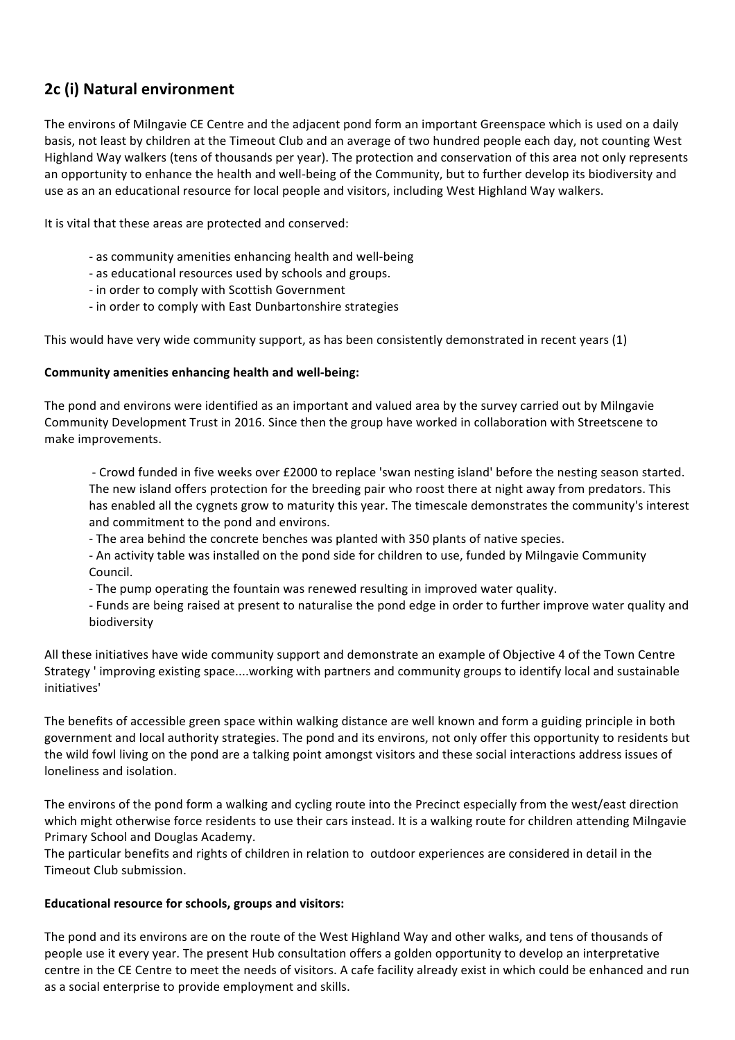## 2c (i) Natural environment

The environs of Milngavie CE Centre and the adjacent pond form an important Greenspace which is used on a daily basis, not least by children at the Timeout Club and an average of two hundred people each day, not counting West Highland Way walkers (tens of thousands per year). The protection and conservation of this area not only represents an opportunity to enhance the health and well-being of the Community, but to further develop its biodiversity and use as an an educational resource for local people and visitors, including West Highland Way walkers.

It is vital that these areas are protected and conserved:

- as community amenities enhancing health and well-being
- as educational resources used by schools and groups.
- in order to comply with Scottish Government
- in order to comply with East Dunbartonshire strategies

This would have very wide community support, as has been consistently demonstrated in recent years (1)

**Community amenities enhancing health and well-being:**

The pond and environs were identified as an important and valued area by the survey carried out by Milngavie Community Development Trust in 2016. Since then the group have worked in collaboration with Streetscene to make improvements.

- Crowd funded in five weeks over £2000 to replace 'swan nesting island' before the nesting season started. The new island offers protection for the breeding pair who roost there at night away from predators. This has enabled all the cygnets grow to maturity this year. The timescale demonstrates the community's interest and commitment to the pond and environs.
- The area behind the concrete benches was planted with 350 plants of native species.
- An activity table was installed on the pond side for children to use, funded by Milngavie Community Council.
- The pump operating the fountain was renewed resulting in improved water quality.
- Funds are being raised at present to naturalise the pond edge in order to further improve water quality and biodiversity

All these initiatives have wide community support and demonstrate an example of Objective 4 of the Town Centre Strategy ' improving existing space....working with partners and community groups to identify local and sustainable initiatives'

The benefits of accessible green space within walking distance are well known and form a guiding principle in both government and local authority strategies. The pond and its environs, not only offer this opportunity to residents but the wild fowl living on the pond are a talking point amongst visitors and these social interactions address issues of loneliness and isolation.

The environs of the pond form a walking and cycling route into the Precinct especially from the west/east direction which might otherwise force residents to use their cars instead. It is a walking route for children attending Milngavie Primary School and Douglas Academy.
The particular benefits and rights of children in relation to outdoor experiences are considered in detail in the Timeout Club submission.

**Educational resource for schools, groups and visitors:**

The pond and its environs are on the route of the West Highland Way and other walks, and tens of thousands of people use it every year. The present Hub consultation offers a golden opportunity to develop an interpretative centre in the CE Centre to meet the needs of visitors. A cafe facility already exist in which could be enhanced and run as a social enterprise to provide employment and skills.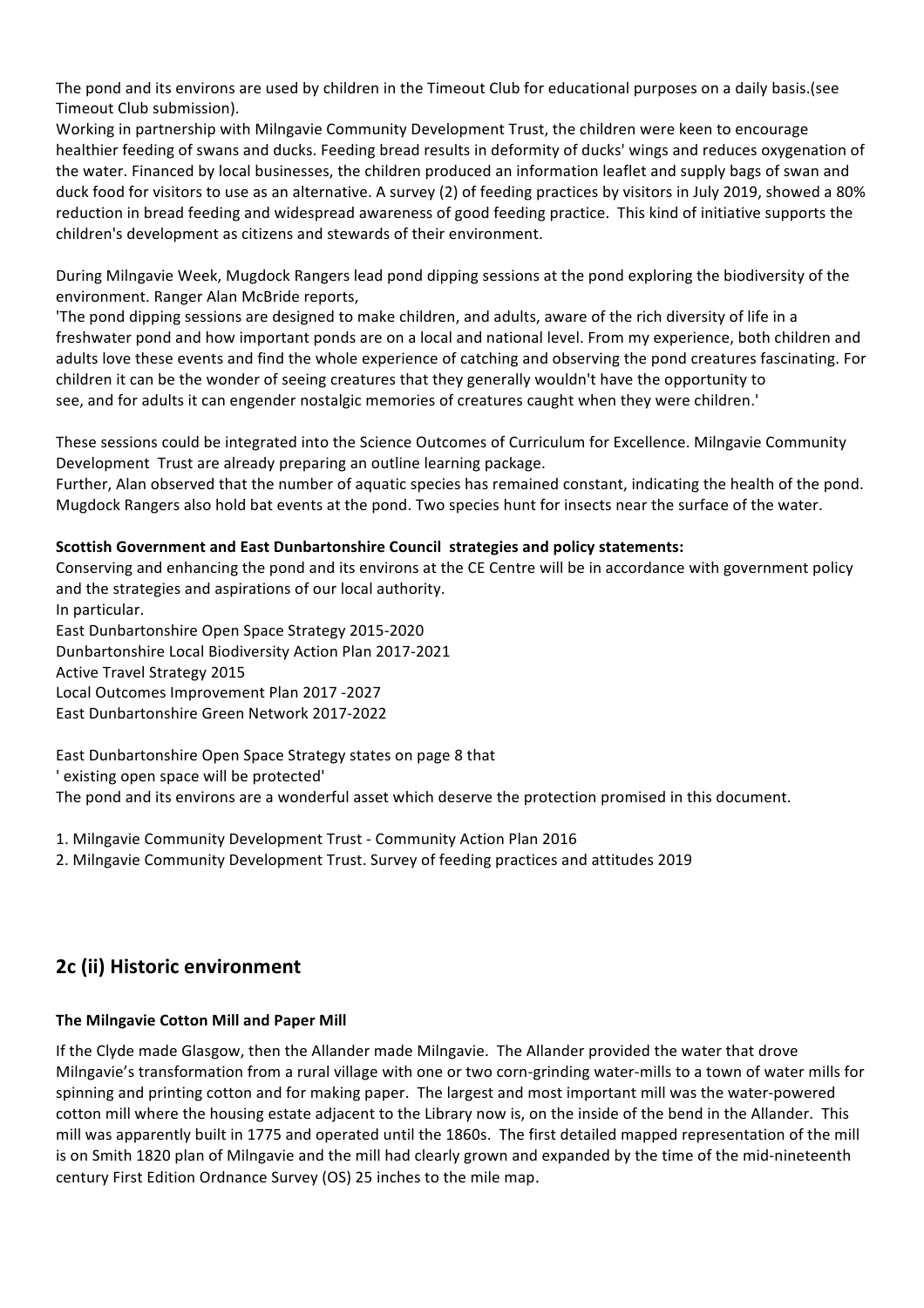The pond and its environs are used by children in the Timeout Club for educational purposes on a daily basis.(see Timeout Club submission).

Working in partnership with Milngavie Community Development Trust, the children were keen to encourage healthier feeding of swans and ducks. Feeding bread results in deformity of ducks' wings and reduces oxygenation of the water. Financed by local businesses, the children produced an information leaflet and supply bags of swan and duck food for visitors to use as an alternative. A survey (2) of feeding practices by visitors in July 2019, showed a 80% reduction in bread feeding and widespread awareness of good feeding practice. This kind of initiative supports the children's development as citizens and stewards of their environment.

During Milngavie Week, Mugdock Rangers lead pond dipping sessions at the pond exploring the biodiversity of the environment. Ranger Alan McBride reports,

'The pond dipping sessions are designed to make children, and adults, aware of the rich diversity of life in a freshwater pond and how important ponds are on a local and national level. From my experience, both children and adults love these events and find the whole experience of catching and observing the pond creatures fascinating. For children it can be the wonder of seeing creatures that they generally wouldn't have the opportunity to see, and for adults it can engender nostalgic memories of creatures caught when they were children.'

These sessions could be integrated into the Science Outcomes of Curriculum for Excellence. Milngavie Community Development Trust are already preparing an outline learning package.

Further, Alan observed that the number of aquatic species has remained constant, indicating the health of the pond. Mugdock Rangers also hold bat events at the pond. Two species hunt for insects near the surface of the water.

**Scottish Government and East Dunbartonshire Council strategies and policy statements:**

Conserving and enhancing the pond and its environs at the CE Centre will be in accordance with government policy and the strategies and aspirations of our local authority.

In particular.

East Dunbartonshire Open Space Strategy 2015-2020
Dunbartonshire Local Biodiversity Action Plan 2017-2021
Active Travel Strategy 2015
Local Outcomes Improvement Plan 2017 -2027
East Dunbartonshire Green Network 2017-2022

East Dunbartonshire Open Space Strategy states on page 8 that
' existing open space will be protected'
The pond and its environs are a wonderful asset which deserve the protection promised in this document.

1. Milngavie Community Development Trust - Community Action Plan 2016
2. Milngavie Community Development Trust. Survey of feeding practices and attitudes 2019

## 2c (ii) Historic environment

**The Milngavie Cotton Mill and Paper Mill**

If the Clyde made Glasgow, then the Allander made Milngavie. The Allander provided the water that drove Milngavie's transformation from a rural village with one or two corn-grinding water-mills to a town of water mills for spinning and printing cotton and for making paper. The largest and most important mill was the water-powered cotton mill where the housing estate adjacent to the Library now is, on the inside of the bend in the Allander. This mill was apparently built in 1775 and operated until the 1860s. The first detailed mapped representation of the mill is on Smith 1820 plan of Milngavie and the mill had clearly grown and expanded by the time of the mid-nineteenth century First Edition Ordnance Survey (OS) 25 inches to the mile map.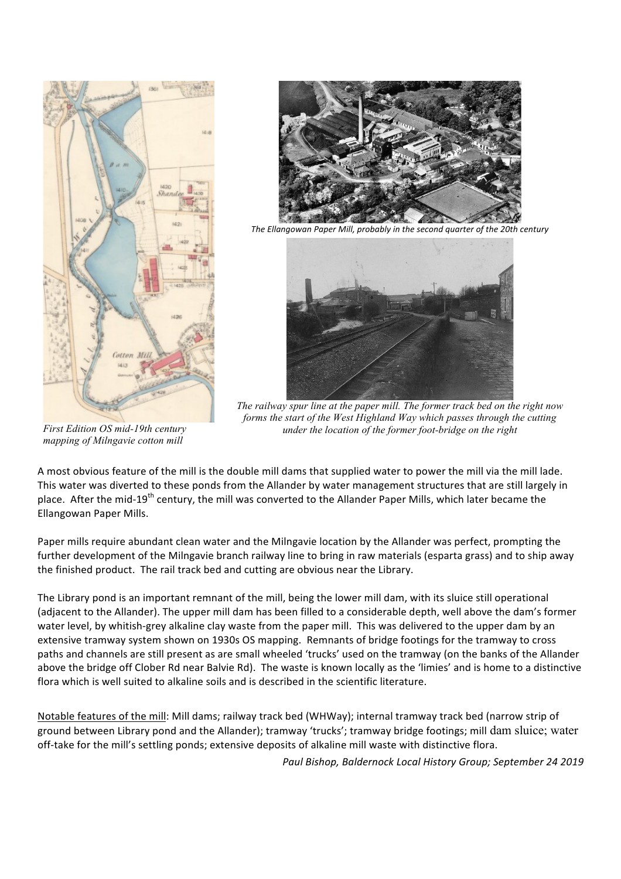*The Ellangowan Paper Mill, probably in the second quarter of the 20th century*

*The railway spur line at the paper mill. The former track bed on the right now forms the start of the West Highland Way which passes through the cutting under the location of the former foot-bridge on the right*

*First Edition OS mid-19th century mapping of Milngavie cotton mill*

A most obvious feature of the mill is the double mill dams that supplied water to power the mill via the mill lade. This water was diverted to these ponds from the Allander by water management structures that are still largely in place. After the mid-19th century, the mill was converted to the Allander Paper Mills, which later became the Ellangowan Paper Mills.

Paper mills require abundant clean water and the Milngavie location by the Allander was perfect, prompting the further development of the Milngavie branch railway line to bring in raw materials (esparta grass) and to ship away the finished product. The rail track bed and cutting are obvious near the Library.

The Library pond is an important remnant of the mill, being the lower mill dam, with its sluice still operational (adjacent to the Allander). The upper mill dam has been filled to a considerable depth, well above the dam's former water level, by whitish-grey alkaline clay waste from the paper mill. This was delivered to the upper dam by an extensive tramway system shown on 1930s OS mapping. Remnants of bridge footings for the tramway to cross paths and channels are still present as are small wheeled 'trucks' used on the tramway (on the banks of the Allander above the bridge off Clober Rd near Balvie Rd). The waste is known locally as the 'limies' and is home to a distinctive flora which is well suited to alkaline soils and is described in the scientific literature.

Notable features of the mill: Mill dams; railway track bed (WHWay); internal tramway track bed (narrow strip of ground between Library pond and the Allander); tramway 'trucks'; tramway bridge footings; mill dam sluice; water off-take for the mill's settling ponds; extensive deposits of alkaline mill waste with distinctive flora.

*Paul Bishop, Baldernock Local History Group; September 24 2019*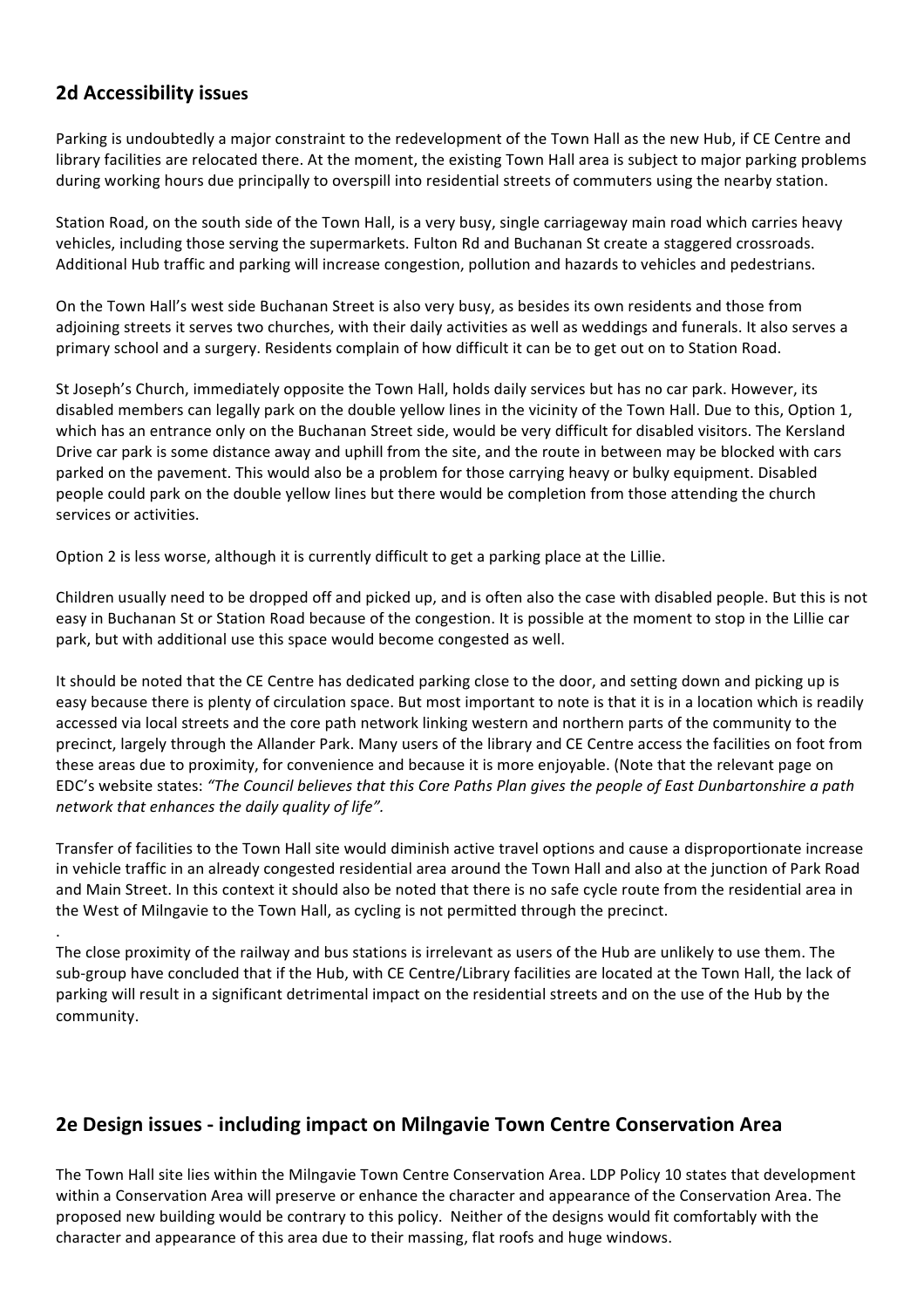## 2d Accessibility issues

Parking is undoubtedly a major constraint to the redevelopment of the Town Hall as the new Hub, if CE Centre and library facilities are relocated there. At the moment, the existing Town Hall area is subject to major parking problems during working hours due principally to overspill into residential streets of commuters using the nearby station.

Station Road, on the south side of the Town Hall, is a very busy, single carriageway main road which carries heavy vehicles, including those serving the supermarkets. Fulton Rd and Buchanan St create a staggered crossroads. Additional Hub traffic and parking will increase congestion, pollution and hazards to vehicles and pedestrians.

On the Town Hall's west side Buchanan Street is also very busy, as besides its own residents and those from adjoining streets it serves two churches, with their daily activities as well as weddings and funerals. It also serves a primary school and a surgery. Residents complain of how difficult it can be to get out on to Station Road.

St Joseph's Church, immediately opposite the Town Hall, holds daily services but has no car park. However, its disabled members can legally park on the double yellow lines in the vicinity of the Town Hall. Due to this, Option 1, which has an entrance only on the Buchanan Street side, would be very difficult for disabled visitors. The Kersland Drive car park is some distance away and uphill from the site, and the route in between may be blocked with cars parked on the pavement. This would also be a problem for those carrying heavy or bulky equipment. Disabled people could park on the double yellow lines but there would be completion from those attending the church services or activities.

Option 2 is less worse, although it is currently difficult to get a parking place at the Lillie.

Children usually need to be dropped off and picked up, and is often also the case with disabled people. But this is not easy in Buchanan St or Station Road because of the congestion. It is possible at the moment to stop in the Lillie car park, but with additional use this space would become congested as well.

It should be noted that the CE Centre has dedicated parking close to the door, and setting down and picking up is easy because there is plenty of circulation space. But most important to note is that it is in a location which is readily accessed via local streets and the core path network linking western and northern parts of the community to the precinct, largely through the Allander Park. Many users of the library and CE Centre access the facilities on foot from these areas due to proximity, for convenience and because it is more enjoyable. (Note that the relevant page on EDC's website states: *"The Council believes that this Core Paths Plan gives the people of East Dunbartonshire a path network that enhances the daily quality of life"*.

Transfer of facilities to the Town Hall site would diminish active travel options and cause a disproportionate increase in vehicle traffic in an already congested residential area around the Town Hall and also at the junction of Park Road and Main Street. In this context it should also be noted that there is no safe cycle route from the residential area in the West of Milngavie to the Town Hall, as cycling is not permitted through the precinct.

.

The close proximity of the railway and bus stations is irrelevant as users of the Hub are unlikely to use them. The sub-group have concluded that if the Hub, with CE Centre/Library facilities are located at the Town Hall, the lack of parking will result in a significant detrimental impact on the residential streets and on the use of the Hub by the community.

## 2e Design issues - including impact on Milngavie Town Centre Conservation Area

The Town Hall site lies within the Milngavie Town Centre Conservation Area. LDP Policy 10 states that development within a Conservation Area will preserve or enhance the character and appearance of the Conservation Area. The proposed new building would be contrary to this policy. Neither of the designs would fit comfortably with the character and appearance of this area due to their massing, flat roofs and huge windows.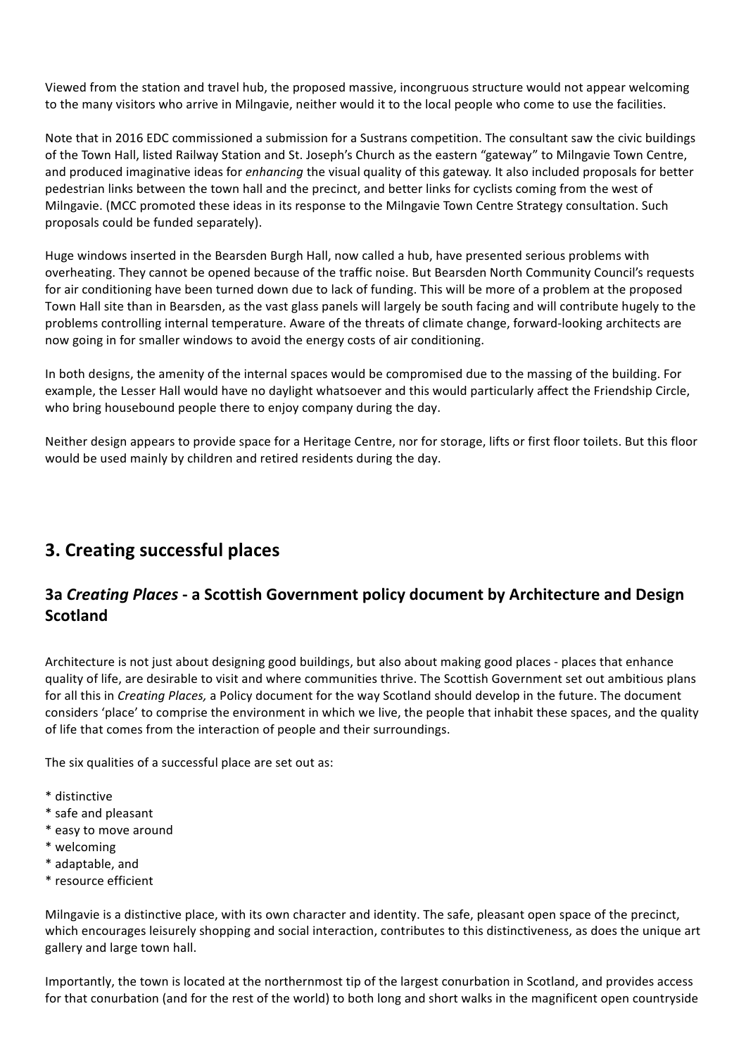Viewed from the station and travel hub, the proposed massive, incongruous structure would not appear welcoming to the many visitors who arrive in Milngavie, neither would it to the local people who come to use the facilities.

Note that in 2016 EDC commissioned a submission for a Sustrans competition. The consultant saw the civic buildings of the Town Hall, listed Railway Station and St. Joseph's Church as the eastern "gateway" to Milngavie Town Centre, and produced imaginative ideas for *enhancing* the visual quality of this gateway. It also included proposals for better pedestrian links between the town hall and the precinct, and better links for cyclists coming from the west of Milngavie. (MCC promoted these ideas in its response to the Milngavie Town Centre Strategy consultation. Such proposals could be funded separately).

Huge windows inserted in the Bearsden Burgh Hall, now called a hub, have presented serious problems with overheating. They cannot be opened because of the traffic noise. But Bearsden North Community Council's requests for air conditioning have been turned down due to lack of funding. This will be more of a problem at the proposed Town Hall site than in Bearsden, as the vast glass panels will largely be south facing and will contribute hugely to the problems controlling internal temperature. Aware of the threats of climate change, forward-looking architects are now going in for smaller windows to avoid the energy costs of air conditioning.

In both designs, the amenity of the internal spaces would be compromised due to the massing of the building. For example, the Lesser Hall would have no daylight whatsoever and this would particularly affect the Friendship Circle, who bring housebound people there to enjoy company during the day.

Neither design appears to provide space for a Heritage Centre, nor for storage, lifts or first floor toilets. But this floor would be used mainly by children and retired residents during the day.

## 3. Creating successful places

### 3a *Creating Places* - a Scottish Government policy document by Architecture and Design Scotland

Architecture is not just about designing good buildings, but also about making good places - places that enhance quality of life, are desirable to visit and where communities thrive. The Scottish Government set out ambitious plans for all this in *Creating Places,* a Policy document for the way Scotland should develop in the future. The document considers 'place' to comprise the environment in which we live, the people that inhabit these spaces, and the quality of life that comes from the interaction of people and their surroundings.

The six qualities of a successful place are set out as:

* distinctive
* safe and pleasant
* easy to move around
* welcoming
* adaptable, and
* resource efficient

Milngavie is a distinctive place, with its own character and identity. The safe, pleasant open space of the precinct, which encourages leisurely shopping and social interaction, contributes to this distinctiveness, as does the unique art gallery and large town hall.

Importantly, the town is located at the northernmost tip of the largest conurbation in Scotland, and provides access for that conurbation (and for the rest of the world) to both long and short walks in the magnificent open countryside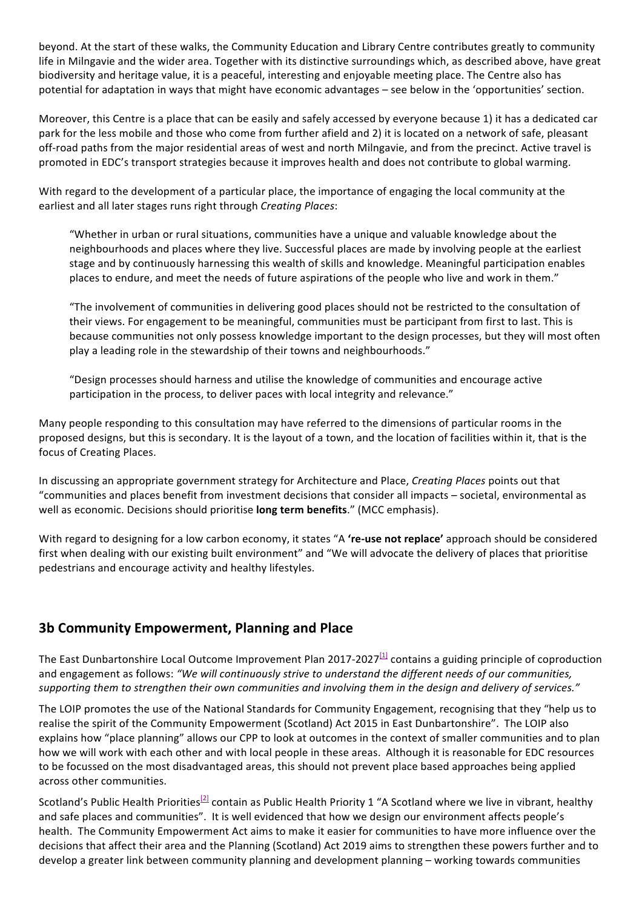beyond. At the start of these walks, the Community Education and Library Centre contributes greatly to community life in Milngavie and the wider area. Together with its distinctive surroundings which, as described above, have great biodiversity and heritage value, it is a peaceful, interesting and enjoyable meeting place. The Centre also has potential for adaptation in ways that might have economic advantages – see below in the 'opportunities' section.

Moreover, this Centre is a place that can be easily and safely accessed by everyone because 1) it has a dedicated car park for the less mobile and those who come from further afield and 2) it is located on a network of safe, pleasant off-road paths from the major residential areas of west and north Milngavie, and from the precinct. Active travel is promoted in EDC's transport strategies because it improves health and does not contribute to global warming.

With regard to the development of a particular place, the importance of engaging the local community at the earliest and all later stages runs right through *Creating Places*:

> "Whether in urban or rural situations, communities have a unique and valuable knowledge about the neighbourhoods and places where they live. Successful places are made by involving people at the earliest stage and by continuously harnessing this wealth of skills and knowledge. Meaningful participation enables places to endure, and meet the needs of future aspirations of the people who live and work in them."
>
> "The involvement of communities in delivering good places should not be restricted to the consultation of their views. For engagement to be meaningful, communities must be participant from first to last. This is because communities not only possess knowledge important to the design processes, but they will most often play a leading role in the stewardship of their towns and neighbourhoods."
>
> "Design processes should harness and utilise the knowledge of communities and encourage active participation in the process, to deliver paces with local integrity and relevance."

Many people responding to this consultation may have referred to the dimensions of particular rooms in the proposed designs, but this is secondary. It is the layout of a town, and the location of facilities within it, that is the focus of Creating Places.

In discussing an appropriate government strategy for Architecture and Place, *Creating Places* points out that "communities and places benefit from investment decisions that consider all impacts – societal, environmental as well as economic. Decisions should prioritise **long term benefits**." (MCC emphasis).

With regard to designing for a low carbon economy, it states "A **'re-use not replace'** approach should be considered first when dealing with our existing built environment" and "We will advocate the delivery of places that prioritise pedestrians and encourage activity and healthy lifestyles.

## 3b Community Empowerment, Planning and Place

The East Dunbartonshire Local Outcome Improvement Plan 2017-2027[1] contains a guiding principle of coproduction and engagement as follows: *"We will continuously strive to understand the different needs of our communities, supporting them to strengthen their own communities and involving them in the design and delivery of services."*

The LOIP promotes the use of the National Standards for Community Engagement, recognising that they "help us to realise the spirit of the Community Empowerment (Scotland) Act 2015 in East Dunbartonshire". The LOIP also explains how "place planning" allows our CPP to look at outcomes in the context of smaller communities and to plan how we will work with each other and with local people in these areas. Although it is reasonable for EDC resources to be focussed on the most disadvantaged areas, this should not prevent place based approaches being applied across other communities.

Scotland's Public Health Priorities[2] contain as Public Health Priority 1 "A Scotland where we live in vibrant, healthy and safe places and communities". It is well evidenced that how we design our environment affects people's health. The Community Empowerment Act aims to make it easier for communities to have more influence over the decisions that affect their area and the Planning (Scotland) Act 2019 aims to strengthen these powers further and to develop a greater link between community planning and development planning – working towards communities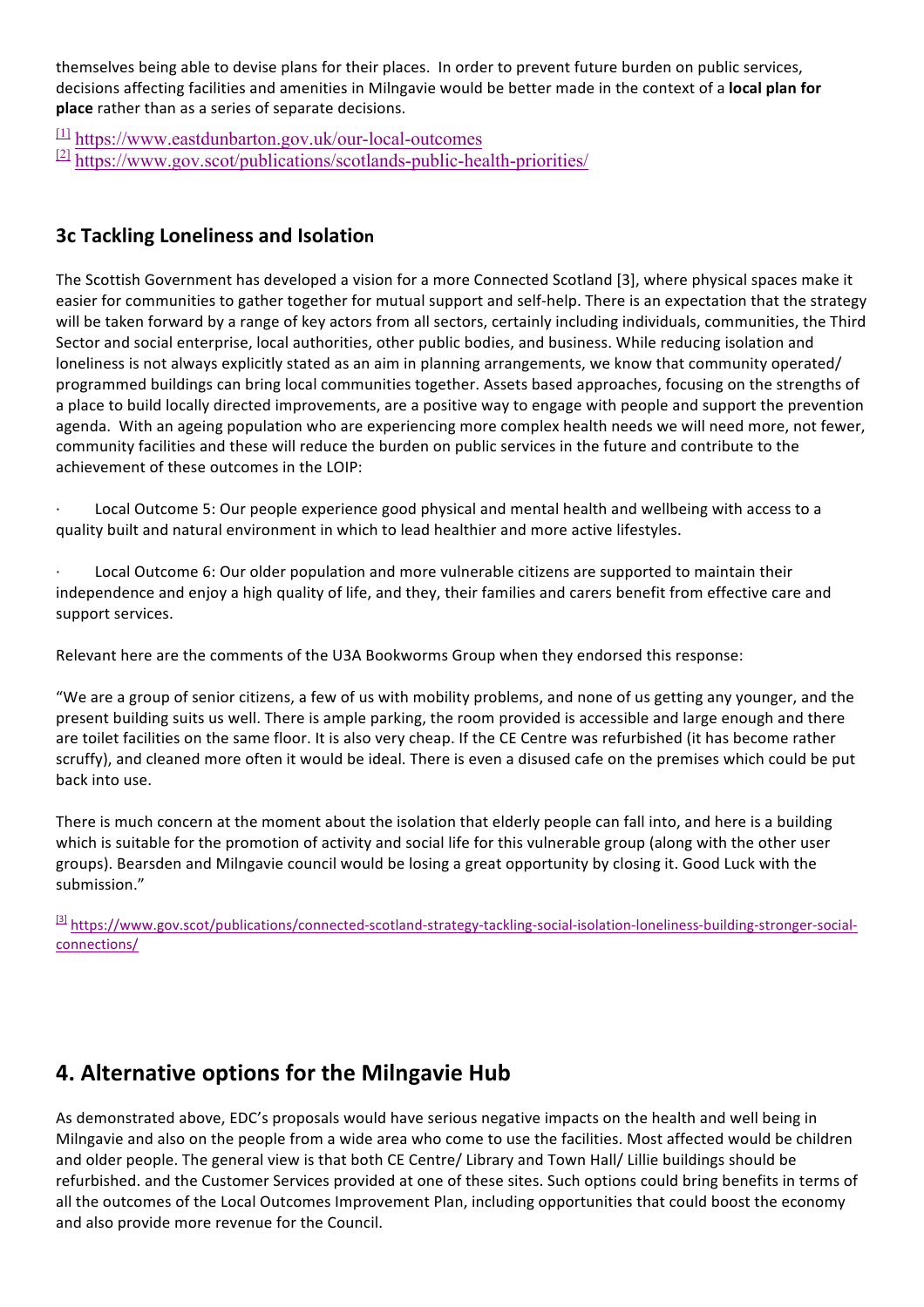themselves being able to devise plans for their places. In order to prevent future burden on public services, decisions affecting facilities and amenities in Milngavie would be better made in the context of a **local plan for place** rather than as a series of separate decisions.

[1] https://www.eastdunbarton.gov.uk/our-local-outcomes
[2] https://www.gov.scot/publications/scotlands-public-health-priorities/

### 3c Tackling Loneliness and Isolation

The Scottish Government has developed a vision for a more Connected Scotland [3], where physical spaces make it easier for communities to gather together for mutual support and self-help. There is an expectation that the strategy will be taken forward by a range of key actors from all sectors, certainly including individuals, communities, the Third Sector and social enterprise, local authorities, other public bodies, and business. While reducing isolation and loneliness is not always explicitly stated as an aim in planning arrangements, we know that community operated/ programmed buildings can bring local communities together. Assets based approaches, focusing on the strengths of a place to build locally directed improvements, are a positive way to engage with people and support the prevention agenda. With an ageing population who are experiencing more complex health needs we will need more, not fewer, community facilities and these will reduce the burden on public services in the future and contribute to the achievement of these outcomes in the LOIP:

- Local Outcome 5: Our people experience good physical and mental health and wellbeing with access to a quality built and natural environment in which to lead healthier and more active lifestyles.
- Local Outcome 6: Our older population and more vulnerable citizens are supported to maintain their independence and enjoy a high quality of life, and they, their families and carers benefit from effective care and support services.

Relevant here are the comments of the U3A Bookworms Group when they endorsed this response:

"We are a group of senior citizens, a few of us with mobility problems, and none of us getting any younger, and the present building suits us well. There is ample parking, the room provided is accessible and large enough and there are toilet facilities on the same floor. It is also very cheap. If the CE Centre was refurbished (it has become rather scruffy), and cleaned more often it would be ideal. There is even a disused cafe on the premises which could be put back into use.

There is much concern at the moment about the isolation that elderly people can fall into, and here is a building which is suitable for the promotion of activity and social life for this vulnerable group (along with the other user groups). Bearsden and Milngavie council would be losing a great opportunity by closing it. Good Luck with the submission."

[3] https://www.gov.scot/publications/connected-scotland-strategy-tackling-social-isolation-loneliness-building-stronger-social-connections/

## 4. Alternative options for the Milngavie Hub

As demonstrated above, EDC's proposals would have serious negative impacts on the health and well being in Milngavie and also on the people from a wide area who come to use the facilities. Most affected would be children and older people. The general view is that both CE Centre/ Library and Town Hall/ Lillie buildings should be refurbished. and the Customer Services provided at one of these sites. Such options could bring benefits in terms of all the outcomes of the Local Outcomes Improvement Plan, including opportunities that could boost the economy and also provide more revenue for the Council.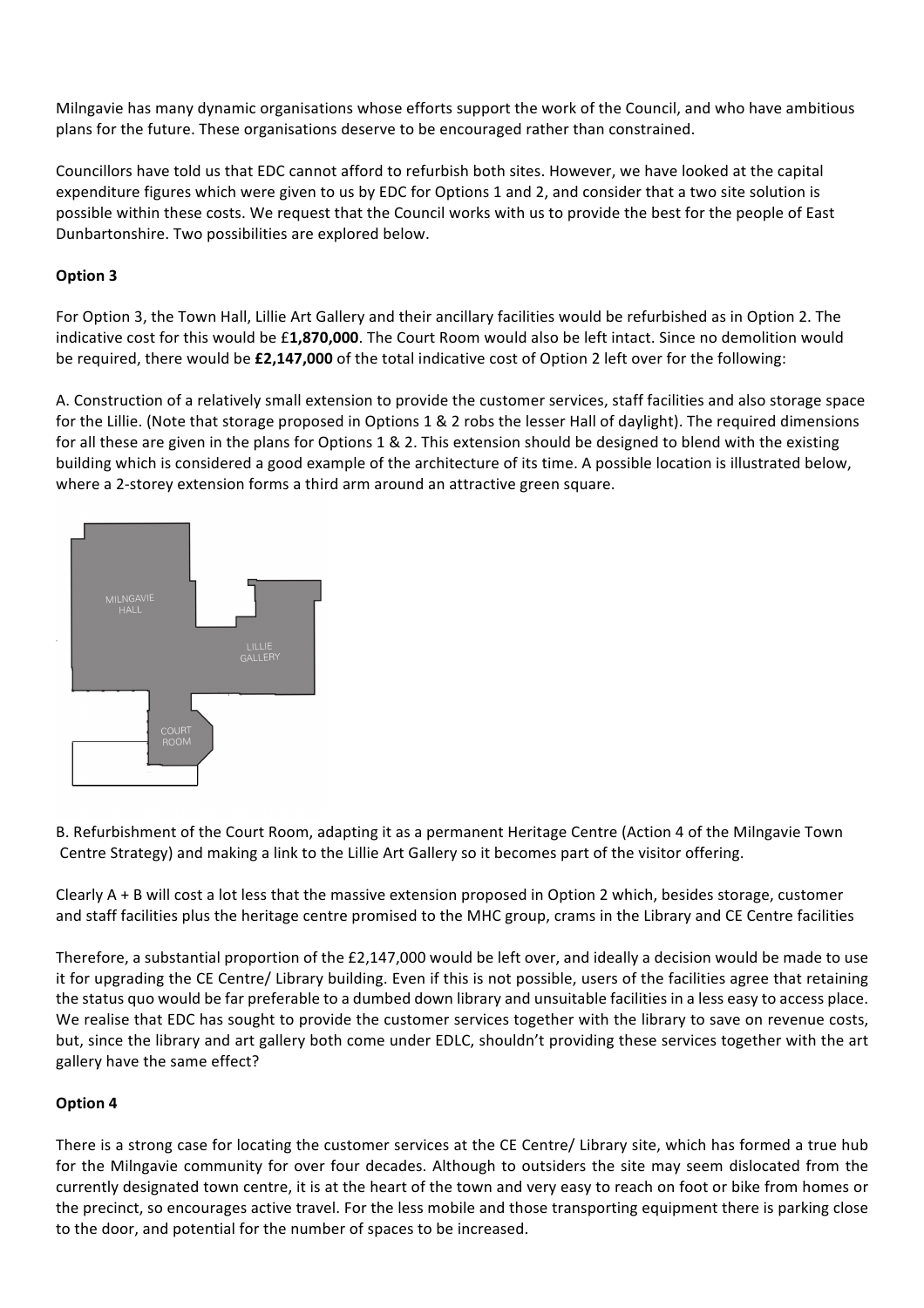Milngavie has many dynamic organisations whose efforts support the work of the Council, and who have ambitious plans for the future. These organisations deserve to be encouraged rather than constrained.

Councillors have told us that EDC cannot afford to refurbish both sites. However, we have looked at the capital expenditure figures which were given to us by EDC for Options 1 and 2, and consider that a two site solution is possible within these costs. We request that the Council works with us to provide the best for the people of East Dunbartonshire. Two possibilities are explored below.

**Option 3**

For Option 3, the Town Hall, Lillie Art Gallery and their ancillary facilities would be refurbished as in Option 2. The indicative cost for this would be £**1,870,000**. The Court Room would also be left intact. Since no demolition would be required, there would be **£2,147,000** of the total indicative cost of Option 2 left over for the following:

A. Construction of a relatively small extension to provide the customer services, staff facilities and also storage space for the Lillie. (Note that storage proposed in Options 1 & 2 robs the lesser Hall of daylight). The required dimensions for all these are given in the plans for Options 1 & 2. This extension should be designed to blend with the existing building which is considered a good example of the architecture of its time. A possible location is illustrated below, where a 2-storey extension forms a third arm around an attractive green square.

MILNGAVIE HALL

LILLIE GALLERY

COURT ROOM

B. Refurbishment of the Court Room, adapting it as a permanent Heritage Centre (Action 4 of the Milngavie Town Centre Strategy) and making a link to the Lillie Art Gallery so it becomes part of the visitor offering.

Clearly A + B will cost a lot less that the massive extension proposed in Option 2 which, besides storage, customer and staff facilities plus the heritage centre promised to the MHC group, crams in the Library and CE Centre facilities

Therefore, a substantial proportion of the £2,147,000 would be left over, and ideally a decision would be made to use it for upgrading the CE Centre/ Library building. Even if this is not possible, users of the facilities agree that retaining the status quo would be far preferable to a dumbed down library and unsuitable facilities in a less easy to access place. We realise that EDC has sought to provide the customer services together with the library to save on revenue costs, but, since the library and art gallery both come under EDLC, shouldn't providing these services together with the art gallery have the same effect?

**Option 4**

There is a strong case for locating the customer services at the CE Centre/ Library site, which has formed a true hub for the Milngavie community for over four decades. Although to outsiders the site may seem dislocated from the currently designated town centre, it is at the heart of the town and very easy to reach on foot or bike from homes or the precinct, so encourages active travel. For the less mobile and those transporting equipment there is parking close to the door, and potential for the number of spaces to be increased.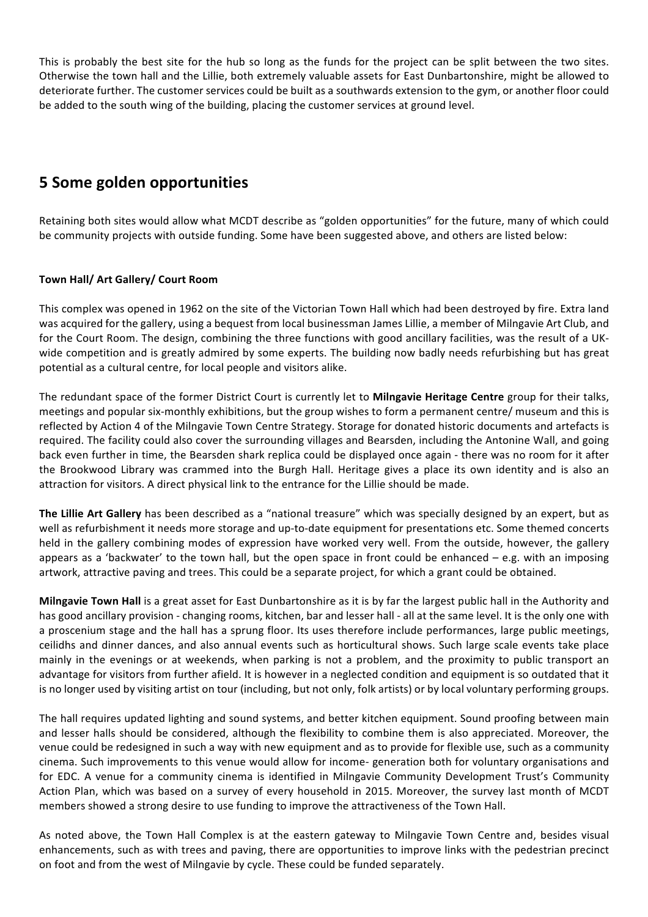This is probably the best site for the hub so long as the funds for the project can be split between the two sites. Otherwise the town hall and the Lillie, both extremely valuable assets for East Dunbartonshire, might be allowed to deteriorate further. The customer services could be built as a southwards extension to the gym, or another floor could be added to the south wing of the building, placing the customer services at ground level.

## 5 Some golden opportunities

Retaining both sites would allow what MCDT describe as "golden opportunities" for the future, many of which could be community projects with outside funding. Some have been suggested above, and others are listed below:

**Town Hall/ Art Gallery/ Court Room**

This complex was opened in 1962 on the site of the Victorian Town Hall which had been destroyed by fire. Extra land was acquired for the gallery, using a bequest from local businessman James Lillie, a member of Milngavie Art Club, and for the Court Room. The design, combining the three functions with good ancillary facilities, was the result of a UK-wide competition and is greatly admired by some experts. The building now badly needs refurbishing but has great potential as a cultural centre, for local people and visitors alike.

The redundant space of the former District Court is currently let to **Milngavie Heritage Centre** group for their talks, meetings and popular six-monthly exhibitions, but the group wishes to form a permanent centre/ museum and this is reflected by Action 4 of the Milngavie Town Centre Strategy. Storage for donated historic documents and artefacts is required. The facility could also cover the surrounding villages and Bearsden, including the Antonine Wall, and going back even further in time, the Bearsden shark replica could be displayed once again - there was no room for it after the Brookwood Library was crammed into the Burgh Hall. Heritage gives a place its own identity and is also an attraction for visitors. A direct physical link to the entrance for the Lillie should be made.

**The Lillie Art Gallery** has been described as a "national treasure" which was specially designed by an expert, but as well as refurbishment it needs more storage and up-to-date equipment for presentations etc. Some themed concerts held in the gallery combining modes of expression have worked very well. From the outside, however, the gallery appears as a 'backwater' to the town hall, but the open space in front could be enhanced – e.g. with an imposing artwork, attractive paving and trees. This could be a separate project, for which a grant could be obtained.

**Milngavie Town Hall** is a great asset for East Dunbartonshire as it is by far the largest public hall in the Authority and has good ancillary provision - changing rooms, kitchen, bar and lesser hall - all at the same level. It is the only one with a proscenium stage and the hall has a sprung floor. Its uses therefore include performances, large public meetings, ceilidhs and dinner dances, and also annual events such as horticultural shows. Such large scale events take place mainly in the evenings or at weekends, when parking is not a problem, and the proximity to public transport an advantage for visitors from further afield. It is however in a neglected condition and equipment is so outdated that it is no longer used by visiting artist on tour (including, but not only, folk artists) or by local voluntary performing groups.

The hall requires updated lighting and sound systems, and better kitchen equipment. Sound proofing between main and lesser halls should be considered, although the flexibility to combine them is also appreciated. Moreover, the venue could be redesigned in such a way with new equipment and as to provide for flexible use, such as a community cinema. Such improvements to this venue would allow for income- generation both for voluntary organisations and for EDC. A venue for a community cinema is identified in Milngavie Community Development Trust's Community Action Plan, which was based on a survey of every household in 2015. Moreover, the survey last month of MCDT members showed a strong desire to use funding to improve the attractiveness of the Town Hall.

As noted above, the Town Hall Complex is at the eastern gateway to Milngavie Town Centre and, besides visual enhancements, such as with trees and paving, there are opportunities to improve links with the pedestrian precinct on foot and from the west of Milngavie by cycle. These could be funded separately.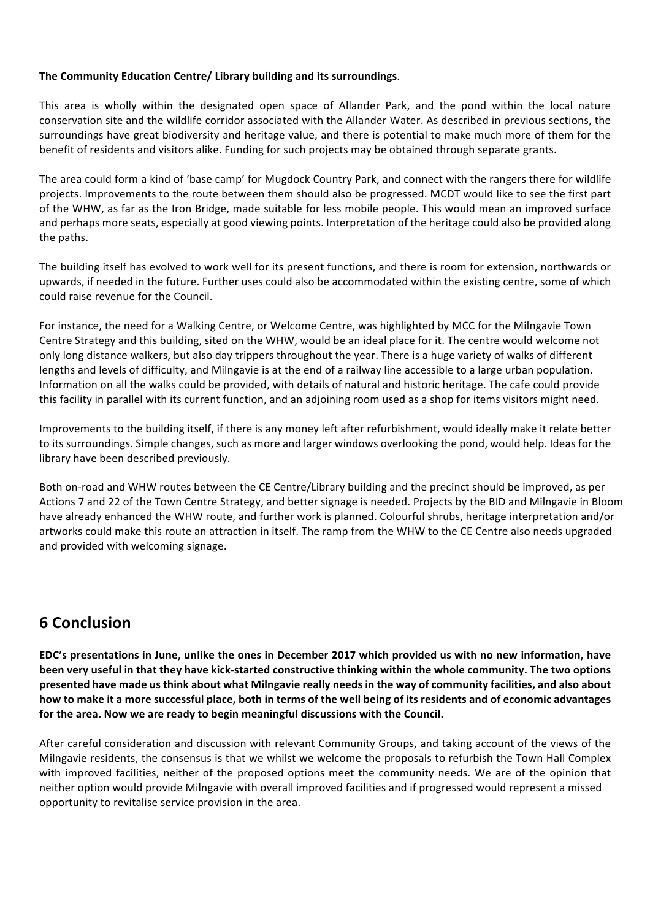**The Community Education Centre/ Library building and its surroundings**.

This area is wholly within the designated open space of Allander Park, and the pond within the local nature conservation site and the wildlife corridor associated with the Allander Water. As described in previous sections, the surroundings have great biodiversity and heritage value, and there is potential to make much more of them for the benefit of residents and visitors alike. Funding for such projects may be obtained through separate grants.

The area could form a kind of 'base camp' for Mugdock Country Park, and connect with the rangers there for wildlife projects. Improvements to the route between them should also be progressed. MCDT would like to see the first part of the WHW, as far as the Iron Bridge, made suitable for less mobile people. This would mean an improved surface and perhaps more seats, especially at good viewing points. Interpretation of the heritage could also be provided along the paths.

The building itself has evolved to work well for its present functions, and there is room for extension, northwards or upwards, if needed in the future. Further uses could also be accommodated within the existing centre, some of which could raise revenue for the Council.

For instance, the need for a Walking Centre, or Welcome Centre, was highlighted by MCC for the Milngavie Town Centre Strategy and this building, sited on the WHW, would be an ideal place for it. The centre would welcome not only long distance walkers, but also day trippers throughout the year. There is a huge variety of walks of different lengths and levels of difficulty, and Milngavie is at the end of a railway line accessible to a large urban population. Information on all the walks could be provided, with details of natural and historic heritage. The cafe could provide this facility in parallel with its current function, and an adjoining room used as a shop for items visitors might need.

Improvements to the building itself, if there is any money left after refurbishment, would ideally make it relate better to its surroundings. Simple changes, such as more and larger windows overlooking the pond, would help. Ideas for the library have been described previously.

Both on-road and WHW routes between the CE Centre/Library building and the precinct should be improved, as per Actions 7 and 22 of the Town Centre Strategy, and better signage is needed. Projects by the BID and Milngavie in Bloom have already enhanced the WHW route, and further work is planned. Colourful shrubs, heritage interpretation and/or artworks could make this route an attraction in itself. The ramp from the WHW to the CE Centre also needs upgraded and provided with welcoming signage.

## 6 Conclusion

**EDC's presentations in June, unlike the ones in December 2017 which provided us with no new information, have been very useful in that they have kick-started constructive thinking within the whole community. The two options presented have made us think about what Milngavie really needs in the way of community facilities, and also about how to make it a more successful place, both in terms of the well being of its residents and of economic advantages for the area. Now we are ready to begin meaningful discussions with the Council.**

After careful consideration and discussion with relevant Community Groups, and taking account of the views of the Milngavie residents, the consensus is that we whilst we welcome the proposals to refurbish the Town Hall Complex with improved facilities, neither of the proposed options meet the community needs. We are of the opinion that neither option would provide Milngavie with overall improved facilities and if progressed would represent a missed opportunity to revitalise service provision in the area.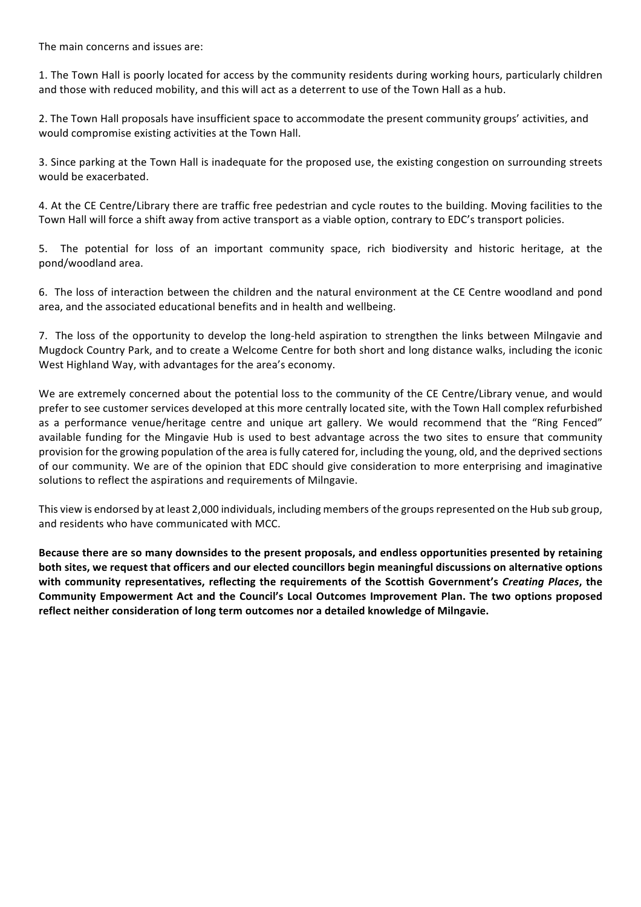The main concerns and issues are:

1. The Town Hall is poorly located for access by the community residents during working hours, particularly children and those with reduced mobility, and this will act as a deterrent to use of the Town Hall as a hub.

2. The Town Hall proposals have insufficient space to accommodate the present community groups' activities, and would compromise existing activities at the Town Hall.

3. Since parking at the Town Hall is inadequate for the proposed use, the existing congestion on surrounding streets would be exacerbated.

4. At the CE Centre/Library there are traffic free pedestrian and cycle routes to the building. Moving facilities to the Town Hall will force a shift away from active transport as a viable option, contrary to EDC's transport policies.

5. The potential for loss of an important community space, rich biodiversity and historic heritage, at the pond/woodland area.

6. The loss of interaction between the children and the natural environment at the CE Centre woodland and pond area, and the associated educational benefits and in health and wellbeing.

7. The loss of the opportunity to develop the long-held aspiration to strengthen the links between Milngavie and Mugdock Country Park, and to create a Welcome Centre for both short and long distance walks, including the iconic West Highland Way, with advantages for the area's economy.

We are extremely concerned about the potential loss to the community of the CE Centre/Library venue, and would prefer to see customer services developed at this more centrally located site, with the Town Hall complex refurbished as a performance venue/heritage centre and unique art gallery. We would recommend that the "Ring Fenced" available funding for the Mingavie Hub is used to best advantage across the two sites to ensure that community provision for the growing population of the area is fully catered for, including the young, old, and the deprived sections of our community. We are of the opinion that EDC should give consideration to more enterprising and imaginative solutions to reflect the aspirations and requirements of Milngavie.

This view is endorsed by at least 2,000 individuals, including members of the groups represented on the Hub sub group, and residents who have communicated with MCC.

**Because there are so many downsides to the present proposals, and endless opportunities presented by retaining both sites, we request that officers and our elected councillors begin meaningful discussions on alternative options with community representatives, reflecting the requirements of the Scottish Government's *Creating Places*, the Community Empowerment Act and the Council's Local Outcomes Improvement Plan. The two options proposed reflect neither consideration of long term outcomes nor a detailed knowledge of Milngavie.**